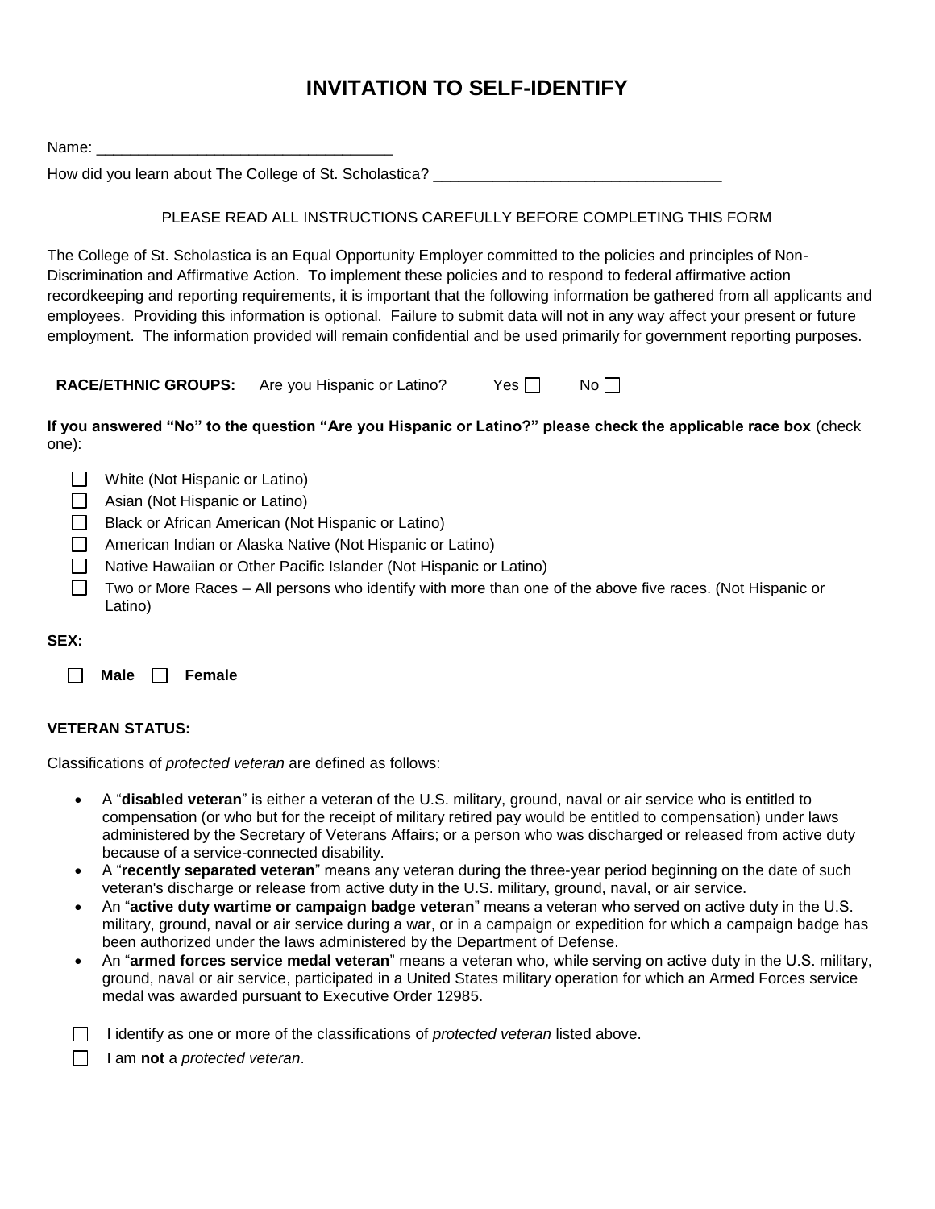# INVITATION TO SELF-IDENTIFY

Name: ___________________________________

How did you learn about The College of St. Scholastica? ___________________________________

PLEASE READ ALL INSTRUCTIONS CAREFULLY BEFORE COMPLETING THIS FORM

The College of St. Scholastica is an Equal Opportunity Employer committed to the policies and principles of Non-Discrimination and Affirmative Action. To implement these policies and to respond to federal affirmative action recordkeeping and reporting requirements, it is important that the following information be gathered from all applicants and employees. Providing this information is optional. Failure to submit data will not in any way affect your present or future employment. The information provided will remain confidential and be used primarily for government reporting purposes.

**RACE/ETHNIC GROUPS:** Are you Hispanic or Latino? Yes ☐ No ☐

**If you answered "No" to the question "Are you Hispanic or Latino?" please check the applicable race box** (check one):

- ☐ White (Not Hispanic or Latino)
- ☐ Asian (Not Hispanic or Latino)
- ☐ Black or African American (Not Hispanic or Latino)
- ☐ American Indian or Alaska Native (Not Hispanic or Latino)
- ☐ Native Hawaiian or Other Pacific Islander (Not Hispanic or Latino)
- ☐ Two or More Races – All persons who identify with more than one of the above five races. (Not Hispanic or Latino)

**SEX:**

☐ **Male** ☐ **Female**

**VETERAN STATUS:**

Classifications of *protected veteran* are defined as follows:

- A "**disabled veteran**" is either a veteran of the U.S. military, ground, naval or air service who is entitled to compensation (or who but for the receipt of military retired pay would be entitled to compensation) under laws administered by the Secretary of Veterans Affairs; or a person who was discharged or released from active duty because of a service-connected disability.
- A "**recently separated veteran**" means any veteran during the three-year period beginning on the date of such veteran's discharge or release from active duty in the U.S. military, ground, naval, or air service.
- An "**active duty wartime or campaign badge veteran**" means a veteran who served on active duty in the U.S. military, ground, naval or air service during a war, or in a campaign or expedition for which a campaign badge has been authorized under the laws administered by the Department of Defense.
- An "**armed forces service medal veteran**" means a veteran who, while serving on active duty in the U.S. military, ground, naval or air service, participated in a United States military operation for which an Armed Forces service medal was awarded pursuant to Executive Order 12985.

☐ I identify as one or more of the classifications of *protected veteran* listed above.

☐ I am **not** a *protected veteran*.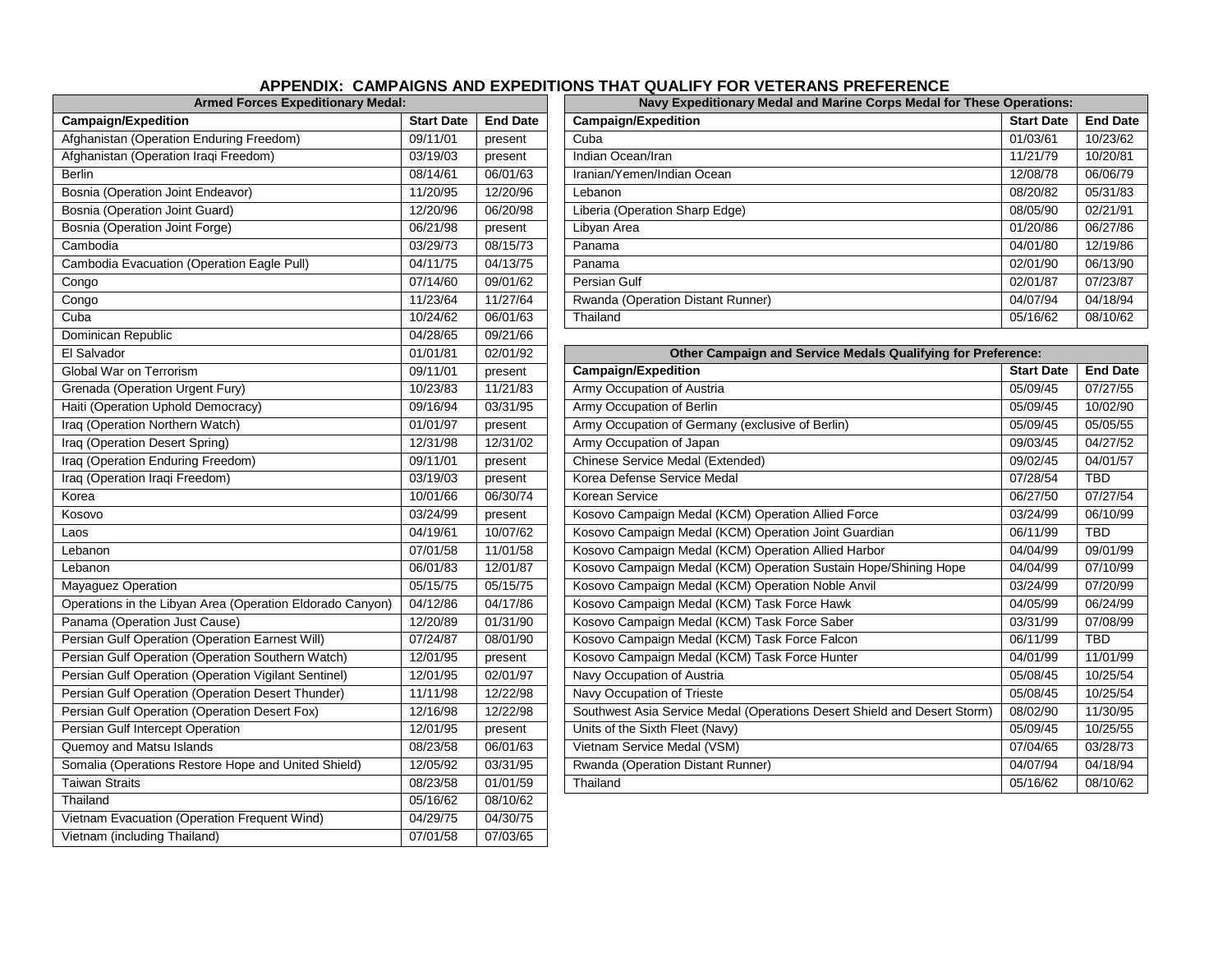# APPENDIX: CAMPAIGNS AND EXPEDITIONS THAT QUALIFY FOR VETERANS PREFERENCE

| Armed Forces Expeditionary Medal: | | |
|---|---|---|
| **Campaign/Expedition** | **Start Date** | **End Date** |
| Afghanistan (Operation Enduring Freedom) | 09/11/01 | present |
| Afghanistan (Operation Iraqi Freedom) | 03/19/03 | present |
| Berlin | 08/14/61 | 06/01/63 |
| Bosnia (Operation Joint Endeavor) | 11/20/95 | 12/20/96 |
| Bosnia (Operation Joint Guard) | 12/20/96 | 06/20/98 |
| Bosnia (Operation Joint Forge) | 06/21/98 | present |
| Cambodia | 03/29/73 | 08/15/73 |
| Cambodia Evacuation (Operation Eagle Pull) | 04/11/75 | 04/13/75 |
| Congo | 07/14/60 | 09/01/62 |
| Congo | 11/23/64 | 11/27/64 |
| Cuba | 10/24/62 | 06/01/63 |
| Dominican Republic | 04/28/65 | 09/21/66 |
| El Salvador | 01/01/81 | 02/01/92 |
| Global War on Terrorism | 09/11/01 | present |
| Grenada (Operation Urgent Fury) | 10/23/83 | 11/21/83 |
| Haiti (Operation Uphold Democracy) | 09/16/94 | 03/31/95 |
| Iraq (Operation Northern Watch) | 01/01/97 | present |
| Iraq (Operation Desert Spring) | 12/31/98 | 12/31/02 |
| Iraq (Operation Enduring Freedom) | 09/11/01 | present |
| Iraq (Operation Iraqi Freedom) | 03/19/03 | present |
| Korea | 10/01/66 | 06/30/74 |
| Kosovo | 03/24/99 | present |
| Laos | 04/19/61 | 10/07/62 |
| Lebanon | 07/01/58 | 11/01/58 |
| Lebanon | 06/01/83 | 12/01/87 |
| Mayaguez Operation | 05/15/75 | 05/15/75 |
| Operations in the Libyan Area (Operation Eldorado Canyon) | 04/12/86 | 04/17/86 |
| Panama (Operation Just Cause) | 12/20/89 | 01/31/90 |
| Persian Gulf Operation (Operation Earnest Will) | 07/24/87 | 08/01/90 |
| Persian Gulf Operation (Operation Southern Watch) | 12/01/95 | present |
| Persian Gulf Operation (Operation Vigilant Sentinel) | 12/01/95 | 02/01/97 |
| Persian Gulf Operation (Operation Desert Thunder) | 11/11/98 | 12/22/98 |
| Persian Gulf Operation (Operation Desert Fox) | 12/16/98 | 12/22/98 |
| Persian Gulf Intercept Operation | 12/01/95 | present |
| Quemoy and Matsu Islands | 08/23/58 | 06/01/63 |
| Somalia (Operations Restore Hope and United Shield) | 12/05/92 | 03/31/95 |
| Taiwan Straits | 08/23/58 | 01/01/59 |
| Thailand | 05/16/62 | 08/10/62 |
| Vietnam Evacuation (Operation Frequent Wind) | 04/29/75 | 04/30/75 |
| Vietnam (including Thailand) | 07/01/58 | 07/03/65 |

| Navy Expeditionary Medal and Marine Corps Medal for These Operations: | | |
|---|---|---|
| **Campaign/Expedition** | **Start Date** | **End Date** |
| Cuba | 01/03/61 | 10/23/62 |
| Indian Ocean/Iran | 11/21/79 | 10/20/81 |
| Iranian/Yemen/Indian Ocean | 12/08/78 | 06/06/79 |
| Lebanon | 08/20/82 | 05/31/83 |
| Liberia (Operation Sharp Edge) | 08/05/90 | 02/21/91 |
| Libyan Area | 01/20/86 | 06/27/86 |
| Panama | 04/01/80 | 12/19/86 |
| Panama | 02/01/90 | 06/13/90 |
| Persian Gulf | 02/01/87 | 07/23/87 |
| Rwanda (Operation Distant Runner) | 04/07/94 | 04/18/94 |
| Thailand | 05/16/62 | 08/10/62 |

| Other Campaign and Service Medals Qualifying for Preference: | | |
|---|---|---|
| **Campaign/Expedition** | **Start Date** | **End Date** |
| Army Occupation of Austria | 05/09/45 | 07/27/55 |
| Army Occupation of Berlin | 05/09/45 | 10/02/90 |
| Army Occupation of Germany (exclusive of Berlin) | 05/09/45 | 05/05/55 |
| Army Occupation of Japan | 09/03/45 | 04/27/52 |
| Chinese Service Medal (Extended) | 09/02/45 | 04/01/57 |
| Korea Defense Service Medal | 07/28/54 | TBD |
| Korean Service | 06/27/50 | 07/27/54 |
| Kosovo Campaign Medal (KCM) Operation Allied Force | 03/24/99 | 06/10/99 |
| Kosovo Campaign Medal (KCM) Operation Joint Guardian | 06/11/99 | TBD |
| Kosovo Campaign Medal (KCM) Operation Allied Harbor | 04/04/99 | 09/01/99 |
| Kosovo Campaign Medal (KCM) Operation Sustain Hope/Shining Hope | 04/04/99 | 07/10/99 |
| Kosovo Campaign Medal (KCM) Operation Noble Anvil | 03/24/99 | 07/20/99 |
| Kosovo Campaign Medal (KCM) Task Force Hawk | 04/05/99 | 06/24/99 |
| Kosovo Campaign Medal (KCM) Task Force Saber | 03/31/99 | 07/08/99 |
| Kosovo Campaign Medal (KCM) Task Force Falcon | 06/11/99 | TBD |
| Kosovo Campaign Medal (KCM) Task Force Hunter | 04/01/99 | 11/01/99 |
| Navy Occupation of Austria | 05/08/45 | 10/25/54 |
| Navy Occupation of Trieste | 05/08/45 | 10/25/54 |
| Southwest Asia Service Medal (Operations Desert Shield and Desert Storm) | 08/02/90 | 11/30/95 |
| Units of the Sixth Fleet (Navy) | 05/09/45 | 10/25/55 |
| Vietnam Service Medal (VSM) | 07/04/65 | 03/28/73 |
| Rwanda (Operation Distant Runner) | 04/07/94 | 04/18/94 |
| Thailand | 05/16/62 | 08/10/62 |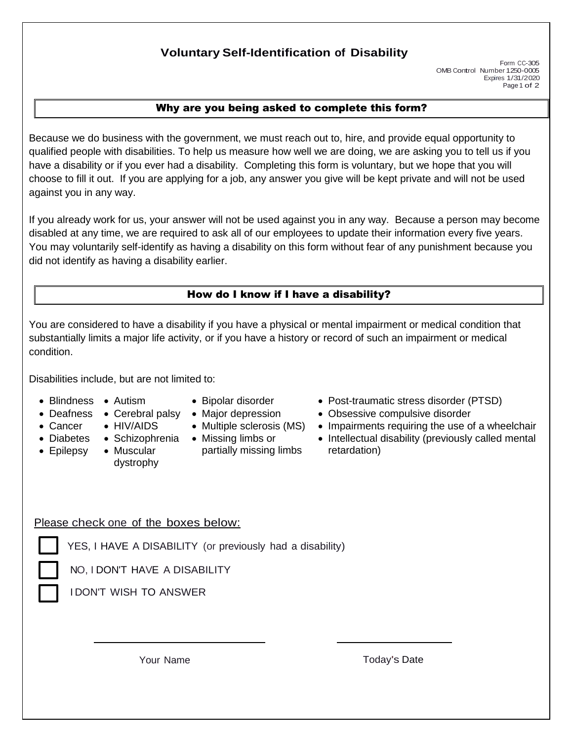# Voluntary Self-Identification of Disability

Form CC-305
OMB Control Number 1250-0005
Expires 1/31/2020

## Why are you being asked to complete this form?

Because we do business with the government, we must reach out to, hire, and provide equal opportunity to qualified people with disabilities. To help us measure how well we are doing, we are asking you to tell us if you have a disability or if you ever had a disability. Completing this form is voluntary, but we hope that you will choose to fill it out. If you are applying for a job, any answer you give will be kept private and will not be used against you in any way.

If you already work for us, your answer will not be used against you in any way. Because a person may become disabled at any time, we are required to ask all of our employees to update their information every five years. You may voluntarily self-identify as having a disability on this form without fear of any punishment because you did not identify as having a disability earlier.

## How do I know if I have a disability?

You are considered to have a disability if you have a physical or mental impairment or medical condition that substantially limits a major life activity, or if you have a history or record of such an impairment or medical condition.

Disabilities include, but are not limited to:

- Blindness
- Deafness
- Cancer
- Diabetes
- Epilepsy
- Autism
- Cerebral palsy
- HIV/AIDS
- Schizophrenia
- Muscular dystrophy
- Bipolar disorder
- Major depression
- Multiple sclerosis (MS)
- Missing limbs or partially missing limbs
- Post-traumatic stress disorder (PTSD)
- Obsessive compulsive disorder
- Impairments requiring the use of a wheelchair
- Intellectual disability (previously called mental retardation)

Please check one of the boxes below:

- ☐ YES, I HAVE A DISABILITY (or previously had a disability)
- ☐ NO, I DON'T HAVE A DISABILITY
- ☐ I DON'T WISH TO ANSWER

_______________________________ Your Name

_____________________ Today's Date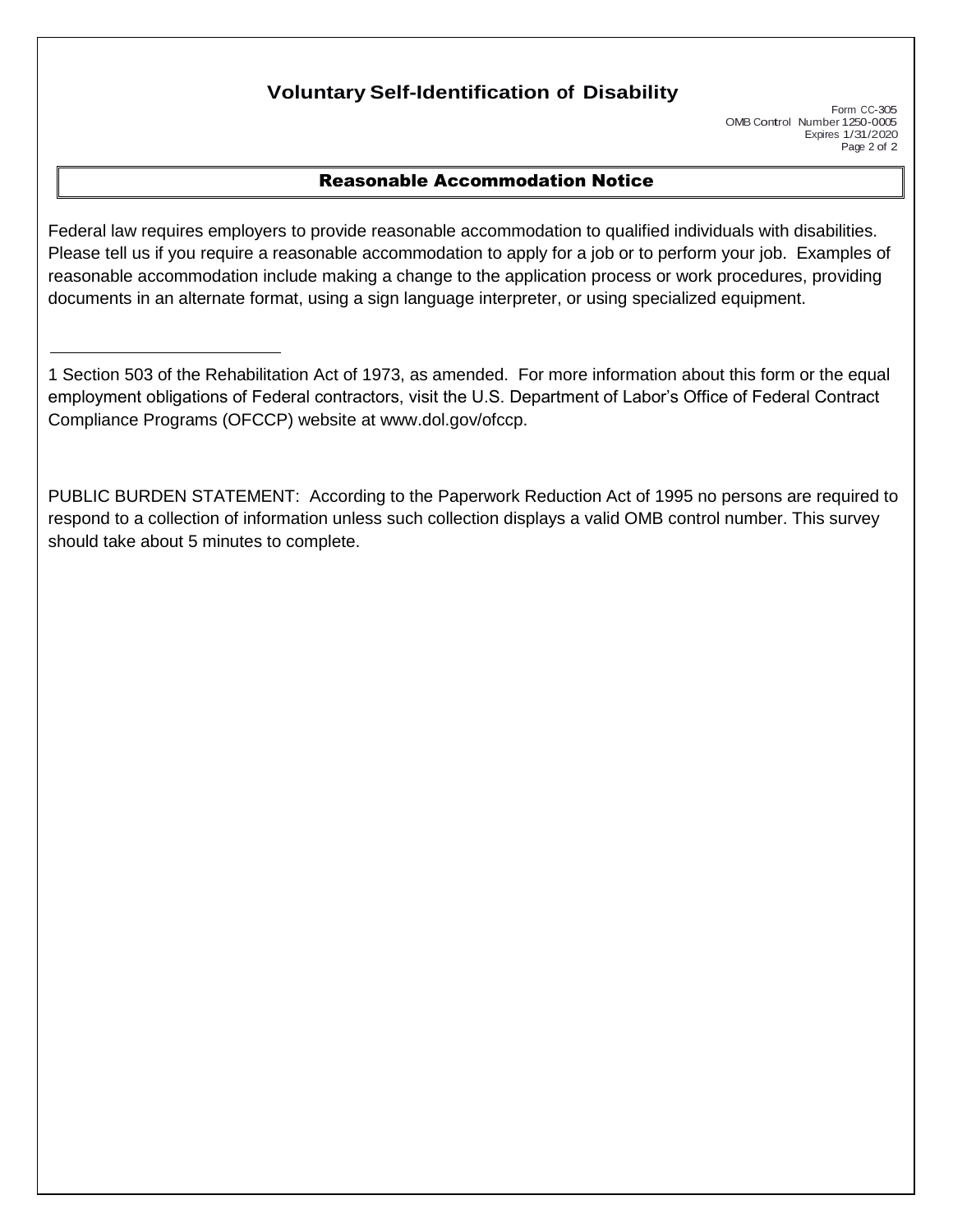# Voluntary Self-Identification of Disability

Form CC-305
OMB Control Number 1250-0005
Expires 1/31/2020

## Reasonable Accommodation Notice

Federal law requires employers to provide reasonable accommodation to qualified individuals with disabilities. Please tell us if you require a reasonable accommodation to apply for a job or to perform your job. Examples of reasonable accommodation include making a change to the application process or work procedures, providing documents in an alternate format, using a sign language interpreter, or using specialized equipment.

---

1 Section 503 of the Rehabilitation Act of 1973, as amended. For more information about this form or the equal employment obligations of Federal contractors, visit the U.S. Department of Labor's Office of Federal Contract Compliance Programs (OFCCP) website at www.dol.gov/ofccp.

PUBLIC BURDEN STATEMENT: According to the Paperwork Reduction Act of 1995 no persons are required to respond to a collection of information unless such collection displays a valid OMB control number. This survey should take about 5 minutes to complete.